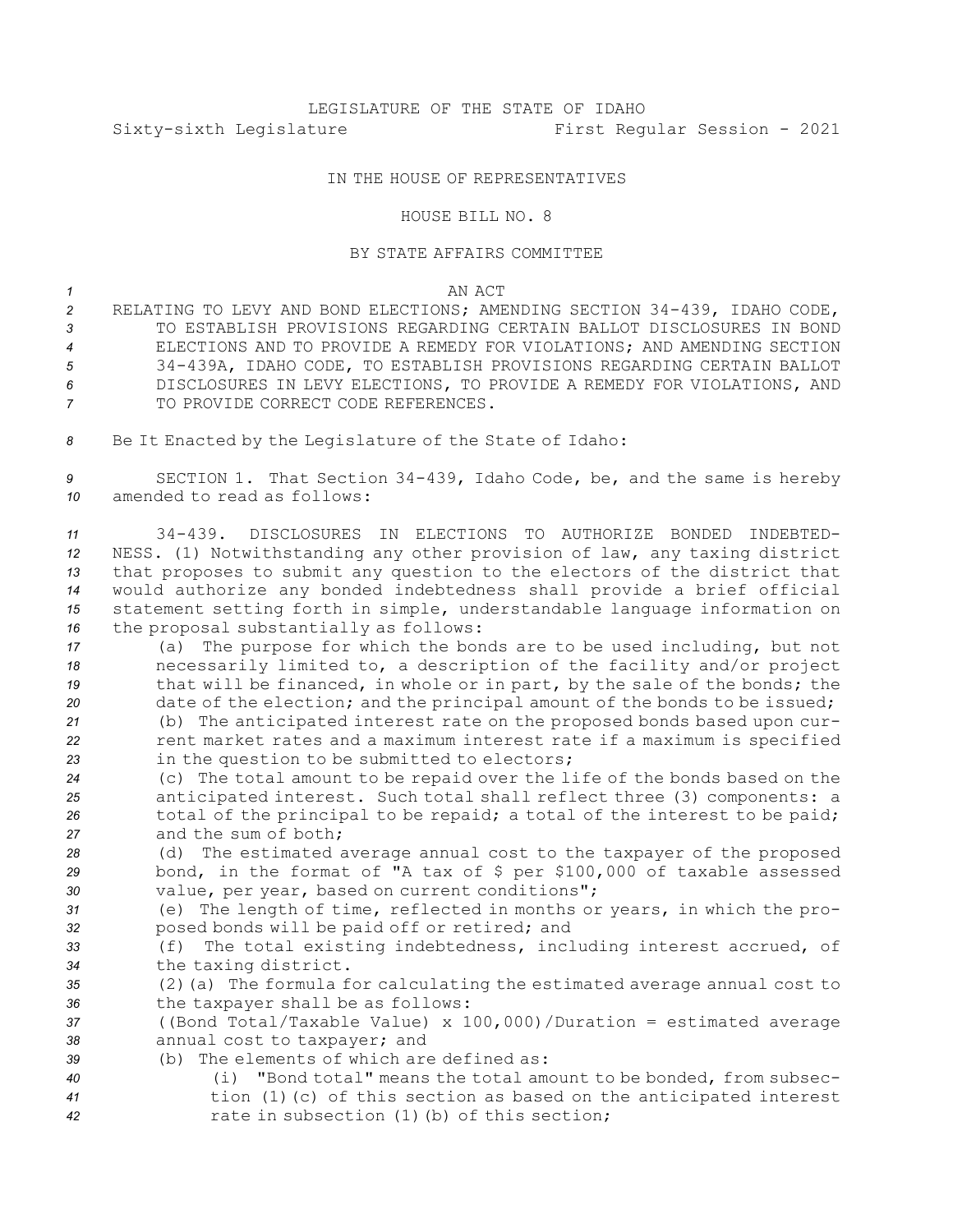LEGISLATURE OF THE STATE OF IDAHO

Sixty-sixth Legislature First Regular Session - 2021

IN THE HOUSE OF REPRESENTATIVES

HOUSE BILL NO. 8

BY STATE AFFAIRS COMMITTEE

AN ACT

RELATING TO LEVY AND BOND ELECTIONS; AMENDING SECTION 34-439, IDAHO CODE, TO ESTABLISH PROVISIONS REGARDING CERTAIN BALLOT DISCLOSURES IN BOND ELECTIONS AND TO PROVIDE A REMEDY FOR VIOLATIONS; AND AMENDING SECTION 34-439A, IDAHO CODE, TO ESTABLISH PROVISIONS REGARDING CERTAIN BALLOT DISCLOSURES IN LEVY ELECTIONS, TO PROVIDE A REMEDY FOR VIOLATIONS, AND TO PROVIDE CORRECT CODE REFERENCES.

Be It Enacted by the Legislature of the State of Idaho:

SECTION 1. That Section 34-439, Idaho Code, be, and the same is hereby amended to read as follows:

34-439. DISCLOSURES IN ELECTIONS TO AUTHORIZE BONDED INDEBTEDNESS. (1) Notwithstanding any other provision of law, any taxing district that proposes to submit any question to the electors of the district that would authorize any bonded indebtedness shall provide a brief official statement setting forth in simple, understandable language information on the proposal substantially as follows:

(a) The purpose for which the bonds are to be used including, but not necessarily limited to, a description of the facility and/or project that will be financed, in whole or in part, by the sale of the bonds; the date of the election; and the principal amount of the bonds to be issued;

(b) The anticipated interest rate on the proposed bonds based upon current market rates and a maximum interest rate if a maximum is specified in the question to be submitted to electors;

(c) The total amount to be repaid over the life of the bonds based on the anticipated interest. Such total shall reflect three (3) components: a total of the principal to be repaid; a total of the interest to be paid; and the sum of both;

(d) The estimated average annual cost to the taxpayer of the proposed bond, in the format of "A tax of $ per $100,000 of taxable assessed value, per year, based on current conditions";

(e) The length of time, reflected in months or years, in which the proposed bonds will be paid off or retired; and

(f) The total existing indebtedness, including interest accrued, of the taxing district.

(2)(a) The formula for calculating the estimated average annual cost to the taxpayer shall be as follows:

((Bond Total/Taxable Value) x 100,000)/Duration = estimated average annual cost to taxpayer; and

(b) The elements of which are defined as:

(i) "Bond total" means the total amount to be bonded, from subsection (1)(c) of this section as based on the anticipated interest rate in subsection (1)(b) of this section;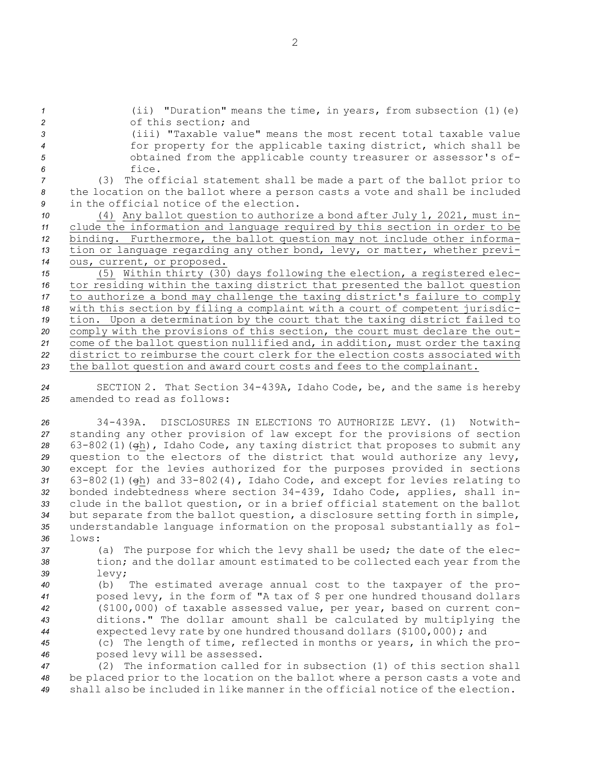(ii) "Duration" means the time, in years, from subsection (1)(e) of this section; and

(iii) "Taxable value" means the most recent total taxable value for property for the applicable taxing district, which shall be obtained from the applicable county treasurer or assessor's office.

(3) The official statement shall be made a part of the ballot prior to the location on the ballot where a person casts a vote and shall be included in the official notice of the election.

<u>(4) Any ballot question to authorize a bond after July 1, 2021, must include the information and language required by this section in order to be binding. Furthermore, the ballot question may not include other information or language regarding any other bond, levy, or matter, whether previous, current, or proposed.</u>

<u>(5) Within thirty (30) days following the election, a registered elector residing within the taxing district that presented the ballot question to authorize a bond may challenge the taxing district's failure to comply with this section by filing a complaint with a court of competent jurisdiction. Upon a determination by the court that the taxing district failed to comply with the provisions of this section, the court must declare the outcome of the ballot question nullified and, in addition, must order the taxing district to reimburse the court clerk for the election costs associated with the ballot question and award court costs and fees to the complainant.</u>

SECTION 2. That Section 34-439A, Idaho Code, be, and the same is hereby amended to read as follows:

34-439A. DISCLOSURES IN ELECTIONS TO AUTHORIZE LEVY. (1) Notwithstanding any other provision of law except for the provisions of section 63-802(1)(~~g~~<u>h</u>), Idaho Code, any taxing district that proposes to submit any question to the electors of the district that would authorize any levy, except for the levies authorized for the purposes provided in sections 63-802(1)(~~g~~<u>h</u>) and 33-802(4), Idaho Code, and except for levies relating to bonded indebtedness where section 34-439, Idaho Code, applies, shall include in the ballot question, or in a brief official statement on the ballot but separate from the ballot question, a disclosure setting forth in simple, understandable language information on the proposal substantially as follows:

(a) The purpose for which the levy shall be used; the date of the election; and the dollar amount estimated to be collected each year from the levy;

(b) The estimated average annual cost to the taxpayer of the proposed levy, in the form of "A tax of $ per one hundred thousand dollars ($100,000) of taxable assessed value, per year, based on current conditions." The dollar amount shall be calculated by multiplying the expected levy rate by one hundred thousand dollars ($100,000); and

(c) The length of time, reflected in months or years, in which the proposed levy will be assessed.

(2) The information called for in subsection (1) of this section shall be placed prior to the location on the ballot where a person casts a vote and shall also be included in like manner in the official notice of the election.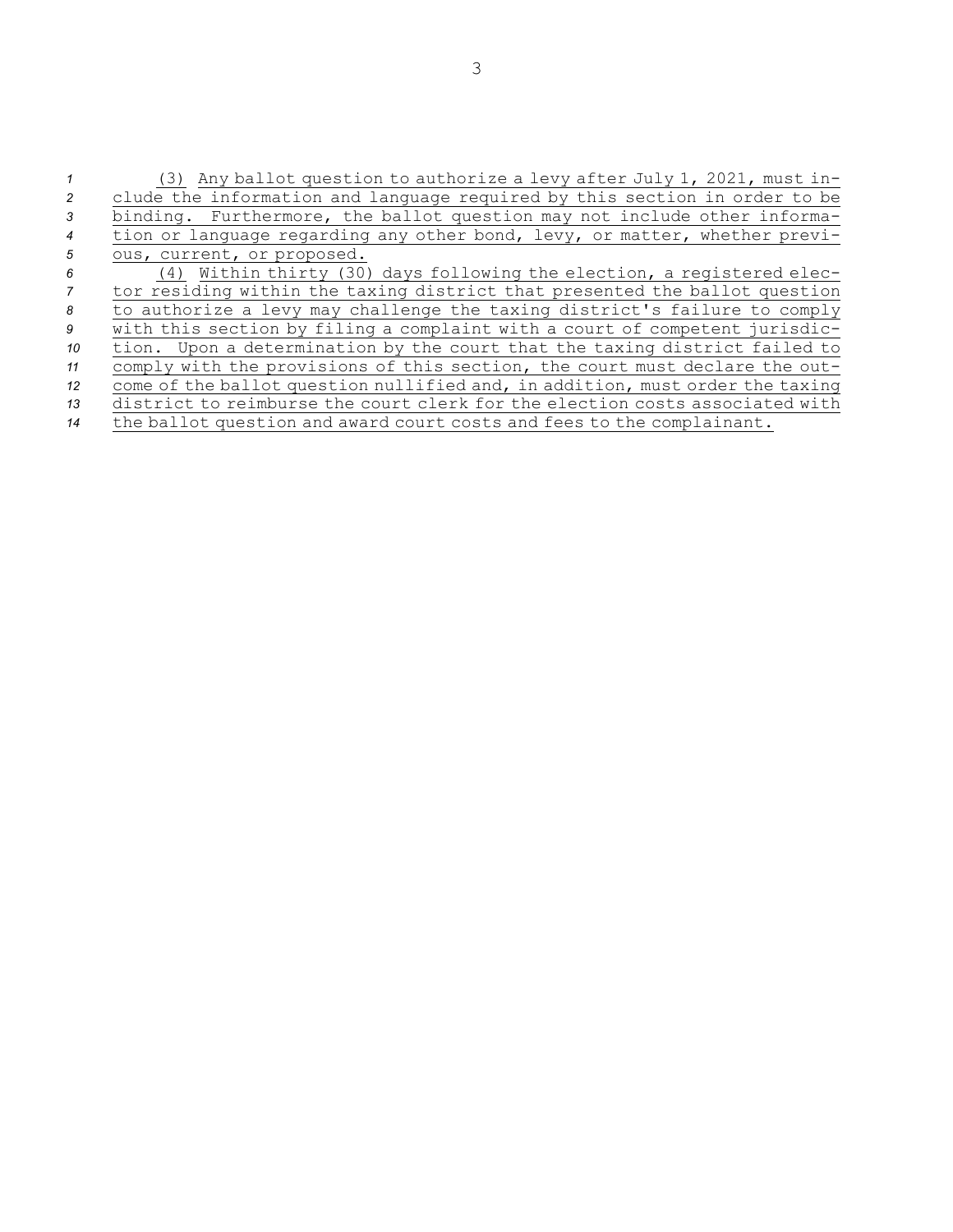(3) Any ballot question to authorize a levy after July 1, 2021, must include the information and language required by this section in order to be binding. Furthermore, the ballot question may not include other information or language regarding any other bond, levy, or matter, whether previous, current, or proposed.

(4) Within thirty (30) days following the election, a registered elector residing within the taxing district that presented the ballot question to authorize a levy may challenge the taxing district's failure to comply with this section by filing a complaint with a court of competent jurisdiction. Upon a determination by the court that the taxing district failed to comply with the provisions of this section, the court must declare the outcome of the ballot question nullified and, in addition, must order the taxing district to reimburse the court clerk for the election costs associated with the ballot question and award court costs and fees to the complainant.